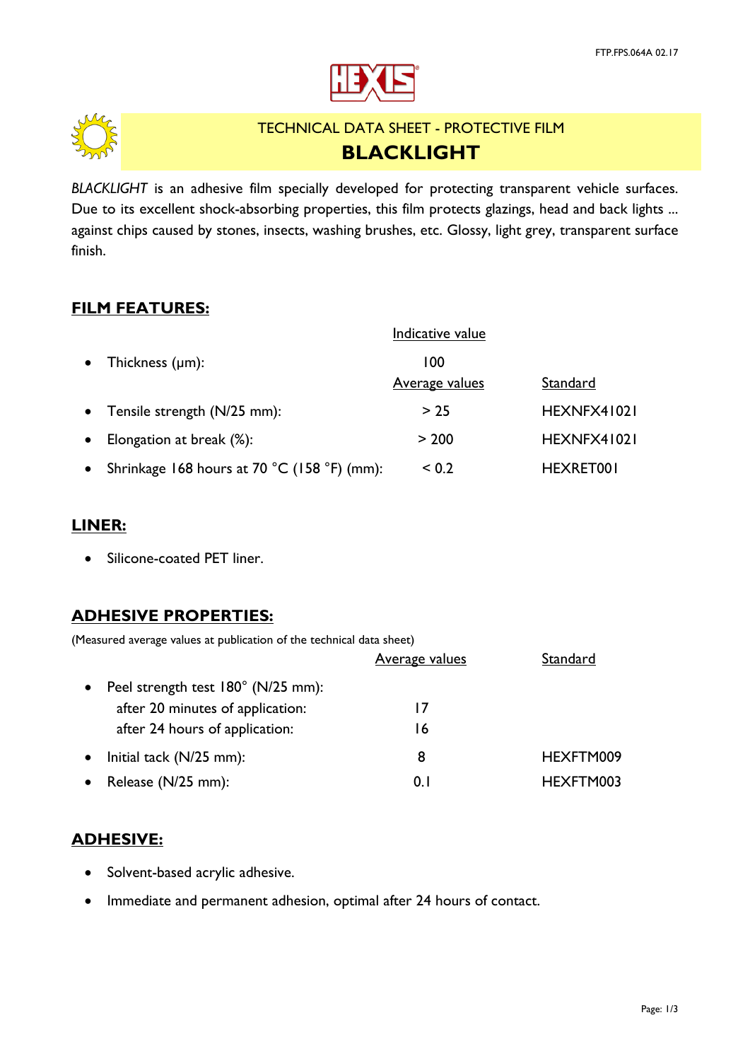# TECHNICAL DATA SHEET - PROTECTIVE FILM

# BLACKLIGHT

*BLACKLIGHT* is an adhesive film specially developed for protecting transparent vehicle surfaces. Due to its excellent shock-absorbing properties, this film protects glazings, head and back lights ... against chips caused by stones, insects, washing brushes, etc. Glossy, light grey, transparent surface finish.

## FILM FEATURES:

| | Indicative value | |
|---|---|---|
| • Thickness (µm): | 100 | |
| | **Average values** | **Standard** |
| • Tensile strength (N/25 mm): | > 25 | HEXNFX41021 |
| • Elongation at break (%): | > 200 | HEXNFX41021 |
| • Shrinkage 168 hours at 70 °C (158 °F) (mm): | < 0.2 | HEXRET001 |

## LINER:

- Silicone-coated PET liner.

## ADHESIVE PROPERTIES:

(Measured average values at publication of the technical data sheet)

| | Average values | Standard |
|---|---|---|
| • Peel strength test 180° (N/25 mm): | | |
| after 20 minutes of application: | 17 | |
| after 24 hours of application: | 16 | |
| • Initial tack (N/25 mm): | 8 | HEXFTM009 |
| • Release (N/25 mm): | 0.1 | HEXFTM003 |

## ADHESIVE:

- Solvent-based acrylic adhesive.
- Immediate and permanent adhesion, optimal after 24 hours of contact.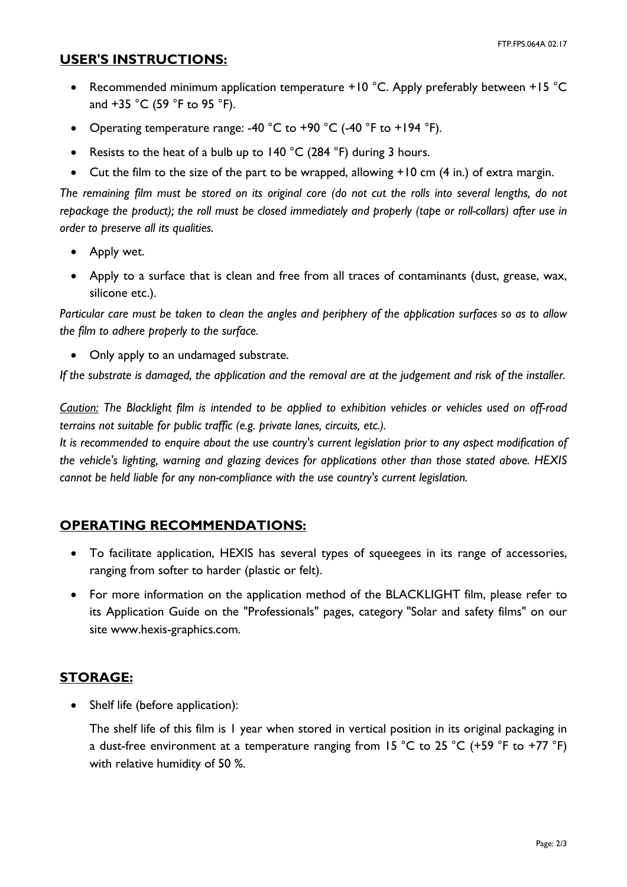## **USER'S INSTRUCTIONS:**

- Recommended minimum application temperature +10 °C. Apply preferably between +15 °C and +35 °C (59 °F to 95 °F).
- Operating temperature range: -40 °C to +90 °C (-40 °F to +194 °F).
- Resists to the heat of a bulb up to 140 °C (284 °F) during 3 hours.
- Cut the film to the size of the part to be wrapped, allowing +10 cm (4 in.) of extra margin.

*The remaining film must be stored on its original core (do not cut the rolls into several lengths, do not repackage the product); the roll must be closed immediately and properly (tape or roll-collars) after use in order to preserve all its qualities.*

- Apply wet.
- Apply to a surface that is clean and free from all traces of contaminants (dust, grease, wax, silicone etc.).

*Particular care must be taken to clean the angles and periphery of the application surfaces so as to allow the film to adhere properly to the surface.*

- Only apply to an undamaged substrate.

*If the substrate is damaged, the application and the removal are at the judgement and risk of the installer.*

*Caution: The Blacklight film is intended to be applied to exhibition vehicles or vehicles used on off-road terrains not suitable for public traffic (e.g. private lanes, circuits, etc.).*
*It is recommended to enquire about the use country's current legislation prior to any aspect modification of the vehicle's lighting, warning and glazing devices for applications other than those stated above. HEXIS cannot be held liable for any non-compliance with the use country's current legislation.*

## **OPERATING RECOMMENDATIONS:**

- To facilitate application, HEXIS has several types of squeegees in its range of accessories, ranging from softer to harder (plastic or felt).
- For more information on the application method of the BLACKLIGHT film, please refer to its Application Guide on the "Professionals" pages, category "Solar and safety films" on our site www.hexis-graphics.com.

## **STORAGE:**

- Shelf life (before application):

  The shelf life of this film is 1 year when stored in vertical position in its original packaging in a dust-free environment at a temperature ranging from 15 °C to 25 °C (+59 °F to +77 °F) with relative humidity of 50 %.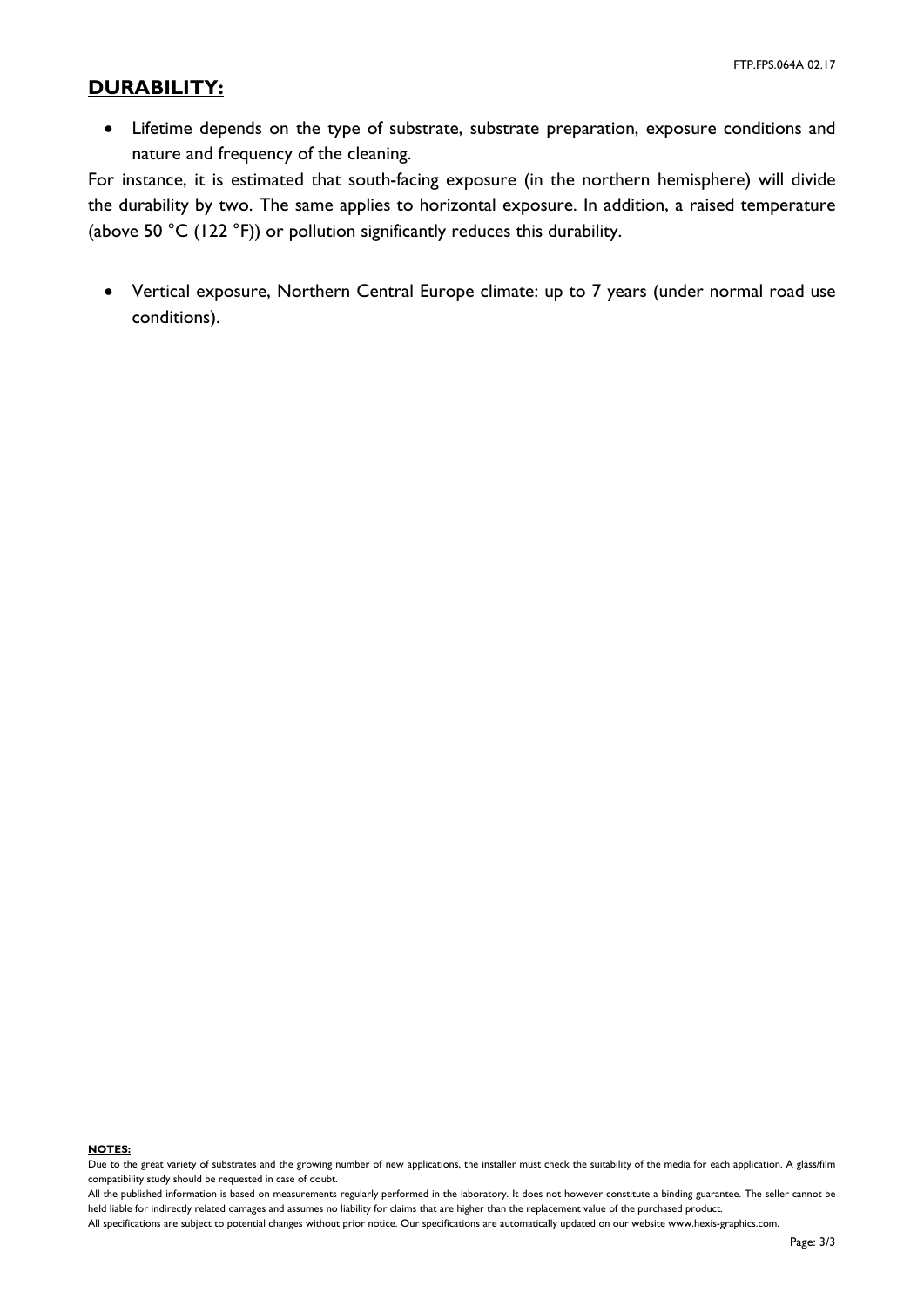## DURABILITY:

- Lifetime depends on the type of substrate, substrate preparation, exposure conditions and nature and frequency of the cleaning.

For instance, it is estimated that south-facing exposure (in the northern hemisphere) will divide the durability by two. The same applies to horizontal exposure. In addition, a raised temperature (above 50 °C (122 °F)) or pollution significantly reduces this durability.

- Vertical exposure, Northern Central Europe climate: up to 7 years (under normal road use conditions).

**NOTES:**

Due to the great variety of substrates and the growing number of new applications, the installer must check the suitability of the media for each application. A glass/film compatibility study should be requested in case of doubt.

All the published information is based on measurements regularly performed in the laboratory. It does not however constitute a binding guarantee. The seller cannot be held liable for indirectly related damages and assumes no liability for claims that are higher than the replacement value of the purchased product.

All specifications are subject to potential changes without prior notice. Our specifications are automatically updated on our website www.hexis-graphics.com.